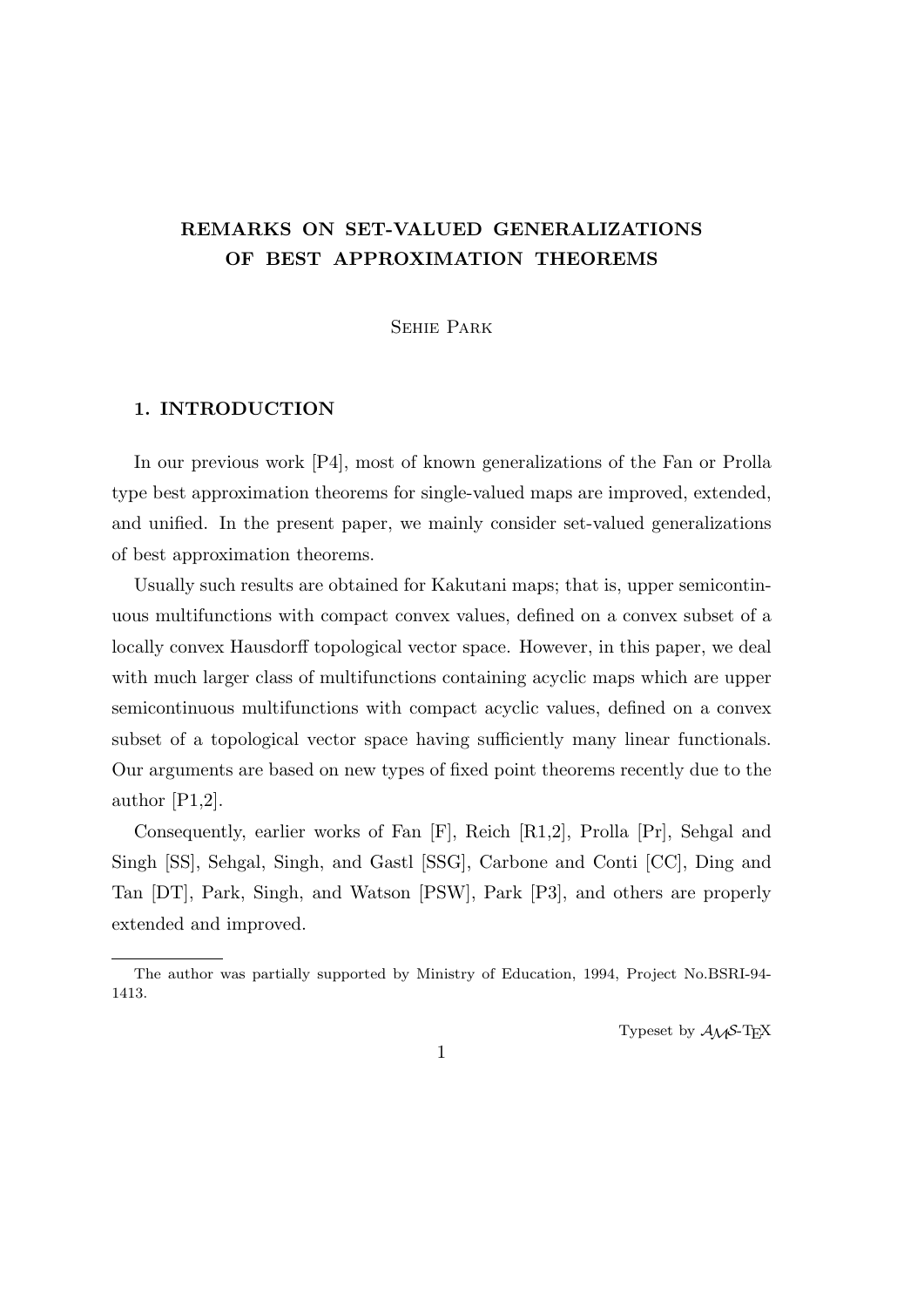# REMARKS ON SET-VALUED GENERALIZATIONS OF BEST APPROXIMATION THEOREMS

Sehie Park

## 1. INTRODUCTION

In our previous work [P4], most of known generalizations of the Fan or Prolla type best approximation theorems for single-valued maps are improved, extended, and unified. In the present paper, we mainly consider set-valued generalizations of best approximation theorems.

Usually such results are obtained for Kakutani maps; that is, upper semicontinuous multifunctions with compact convex values, defined on a convex subset of a locally convex Hausdorff topological vector space. However, in this paper, we deal with much larger class of multifunctions containing acyclic maps which are upper semicontinuous multifunctions with compact acyclic values, defined on a convex subset of a topological vector space having sufficiently many linear functionals. Our arguments are based on new types of fixed point theorems recently due to the author [P1,2].

Consequently, earlier works of Fan [F], Reich [R1,2], Prolla [Pr], Sehgal and Singh [SS], Sehgal, Singh, and Gastl [SSG], Carbone and Conti [CC], Ding and Tan [DT], Park, Singh, and Watson [PSW], Park [P3], and others are properly extended and improved.

---

The author was partially supported by Ministry of Education, 1994, Project No.BSRI-94-1413.

Typeset by $\mathcal{A}_\mathcal{M}\mathcal{S}$-TEX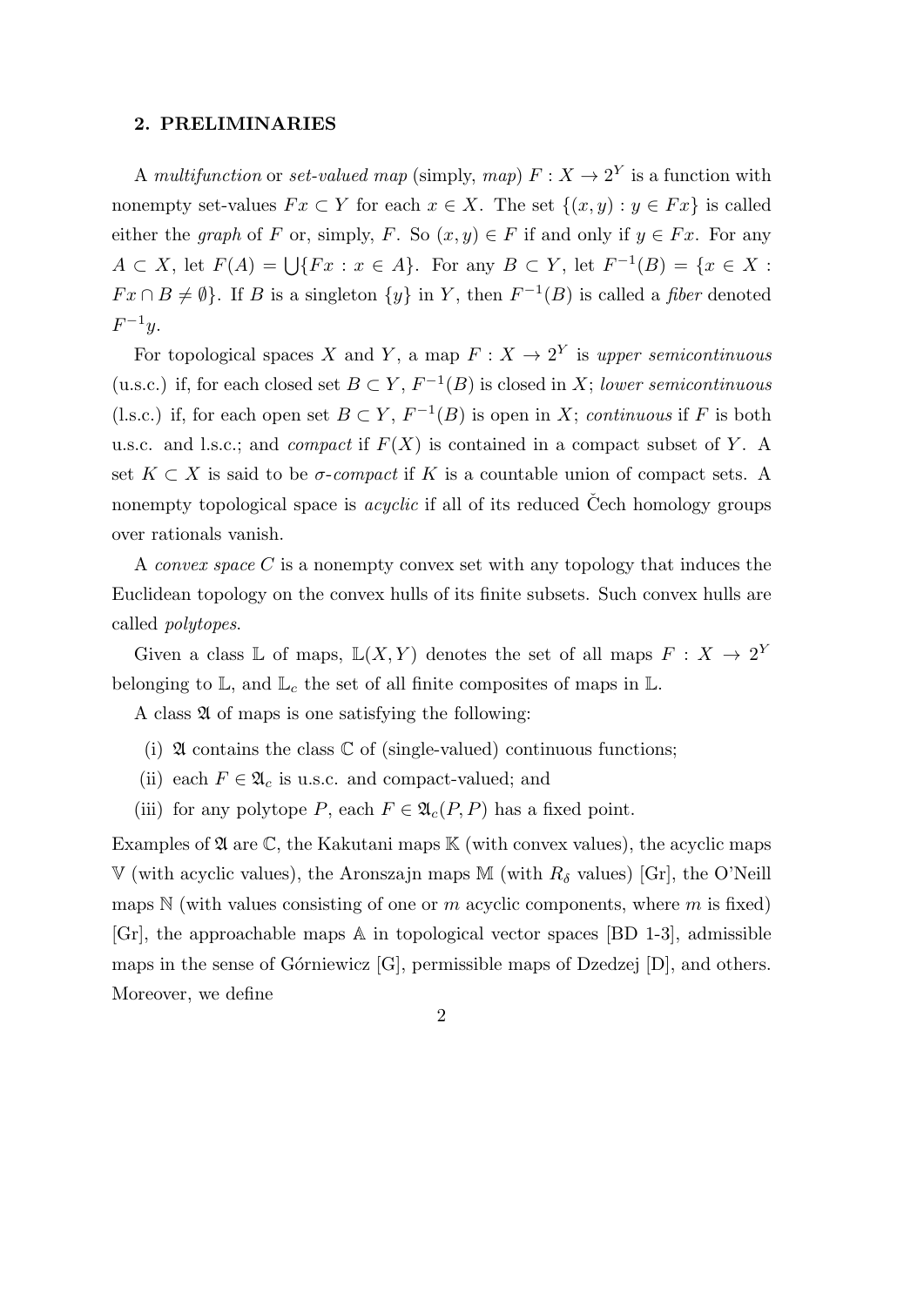## 2. PRELIMINARIES

A *multifunction* or *set-valued map* (simply, *map*) $F : X \to 2^Y$ is a function with nonempty set-values $Fx \subset Y$ for each $x \in X$. The set $\{(x, y) : y \in Fx\}$ is called either the *graph* of $F$ or, simply, $F$. So $(x, y) \in F$ if and only if $y \in Fx$. For any $A \subset X$, let $F(A) = \bigcup\{Fx : x \in A\}$. For any $B \subset Y$, let $F^{-1}(B) = \{x \in X : Fx \cap B \neq \emptyset\}$. If $B$ is a singleton $\{y\}$ in $Y$, then $F^{-1}(B)$ is called a *fiber* denoted $F^{-1}y$.

For topological spaces $X$ and $Y$, a map $F : X \to 2^Y$ is *upper semicontinuous* (u.s.c.) if, for each closed set $B \subset Y$, $F^{-1}(B)$ is closed in $X$; *lower semicontinuous* (l.s.c.) if, for each open set $B \subset Y$, $F^{-1}(B)$ is open in $X$; *continuous* if $F$ is both u.s.c. and l.s.c.; and *compact* if $F(X)$ is contained in a compact subset of $Y$. A set $K \subset X$ is said to be *$\sigma$-compact* if $K$ is a countable union of compact sets. A nonempty topological space is *acyclic* if all of its reduced Čech homology groups over rationals vanish.

A *convex space* $C$ is a nonempty convex set with any topology that induces the Euclidean topology on the convex hulls of its finite subsets. Such convex hulls are called *polytopes*.

Given a class $\mathbb{L}$ of maps, $\mathbb{L}(X, Y)$ denotes the set of all maps $F : X \to 2^Y$ belonging to $\mathbb{L}$, and $\mathbb{L}_c$ the set of all finite composites of maps in $\mathbb{L}$.

A class $\mathfrak{A}$ of maps is one satisfying the following:

(i) $\mathfrak{A}$ contains the class $\mathbb{C}$ of (single-valued) continuous functions;

(ii) each $F \in \mathfrak{A}_c$ is u.s.c. and compact-valued; and

(iii) for any polytope $P$, each $F \in \mathfrak{A}_c(P, P)$ has a fixed point.

Examples of $\mathfrak{A}$ are $\mathbb{C}$, the Kakutani maps $\mathbb{K}$ (with convex values), the acyclic maps $\mathbb{V}$ (with acyclic values), the Aronszajn maps $\mathbb{M}$ (with $R_\delta$ values) [Gr], the O'Neill maps $\mathbb{N}$ (with values consisting of one or $m$ acyclic components, where $m$ is fixed) [Gr], the approachable maps $\mathbb{A}$ in topological vector spaces [BD 1-3], admissible maps in the sense of Górniewicz [G], permissible maps of Dzedzej [D], and others. Moreover, we define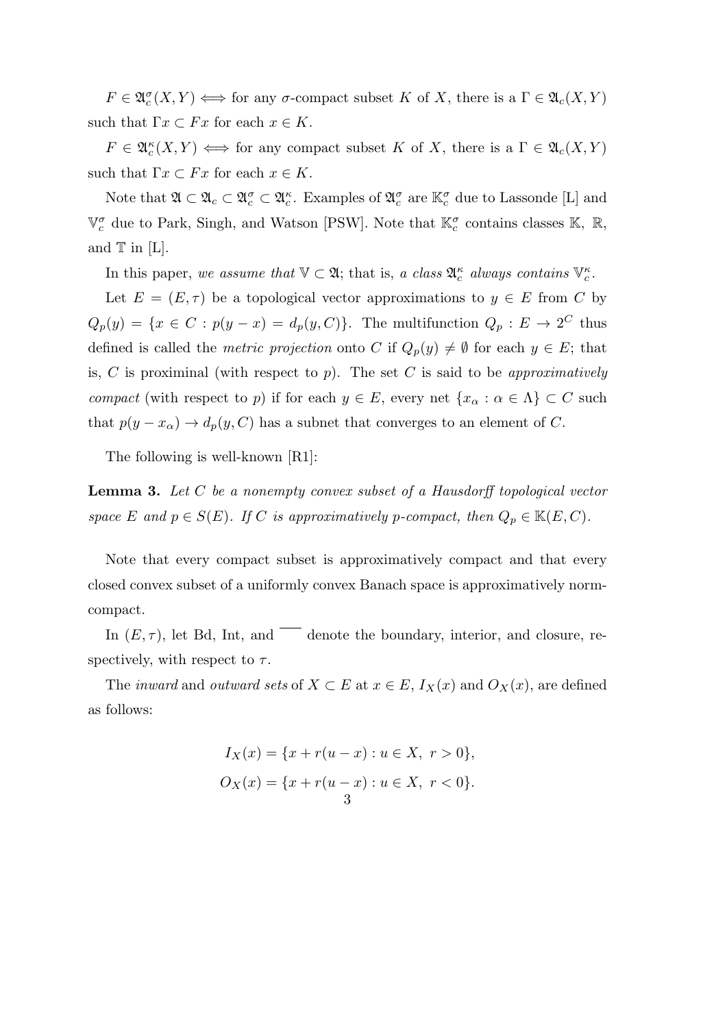$F \in \mathfrak{A}_c^\sigma(X,Y) \iff$ for any $\sigma$-compact subset $K$ of $X$, there is a $\Gamma \in \mathfrak{A}_c(X,Y)$ such that $\Gamma x \subset Fx$ for each $x \in K$.

$F \in \mathfrak{A}_c^\kappa(X,Y) \iff$ for any compact subset $K$ of $X$, there is a $\Gamma \in \mathfrak{A}_c(X,Y)$ such that $\Gamma x \subset Fx$ for each $x \in K$.

Note that $\mathfrak{A} \subset \mathfrak{A}_c \subset \mathfrak{A}_c^\sigma \subset \mathfrak{A}_c^\kappa$. Examples of $\mathfrak{A}_c^\sigma$ are $\mathbb{K}_c^\sigma$ due to Lassonde [L] and $\mathbb{V}_c^\sigma$ due to Park, Singh, and Watson [PSW]. Note that $\mathbb{K}_c^\sigma$ contains classes $\mathbb{K}$, $\mathbb{R}$, and $\mathbb{T}$ in [L].

In this paper, *we assume that* $\mathbb{V} \subset \mathfrak{A}$; that is, *a class* $\mathfrak{A}_c^\kappa$ *always contains* $\mathbb{V}_c^\kappa$.

Let $E = (E, \tau)$ be a topological vector approximations to $y \in E$ from $C$ by $Q_p(y) = \{x \in C : p(y - x) = d_p(y, C)\}$. The multifunction $Q_p : E \to 2^C$ thus defined is called the *metric projection* onto $C$ if $Q_p(y) \neq \emptyset$ for each $y \in E$; that is, $C$ is proximinal (with respect to $p$). The set $C$ is said to be *approximatively compact* (with respect to $p$) if for each $y \in E$, every net $\{x_\alpha : \alpha \in \Lambda\} \subset C$ such that $p(y - x_\alpha) \to d_p(y, C)$ has a subnet that converges to an element of $C$.

The following is well-known [R1]:

**Lemma 3.** *Let $C$ be a nonempty convex subset of a Hausdorff topological vector space $E$ and $p \in S(E)$. If $C$ is approximatively $p$-compact, then $Q_p \in \mathbb{K}(E, C)$.*

Note that every compact subset is approximatively compact and that every closed convex subset of a uniformly convex Banach space is approximatively norm-compact.

In $(E, \tau)$, let Bd, Int, and $\overline{\phantom{x}}$ denote the boundary, interior, and closure, respectively, with respect to $\tau$.

The *inward* and *outward sets* of $X \subset E$ at $x \in E$, $I_X(x)$ and $O_X(x)$, are defined as follows:

$$I_X(x) = \{x + r(u - x) : u \in X,\ r > 0\},$$
$$O_X(x) = \{x + r(u - x) : u \in X,\ r < 0\}.$$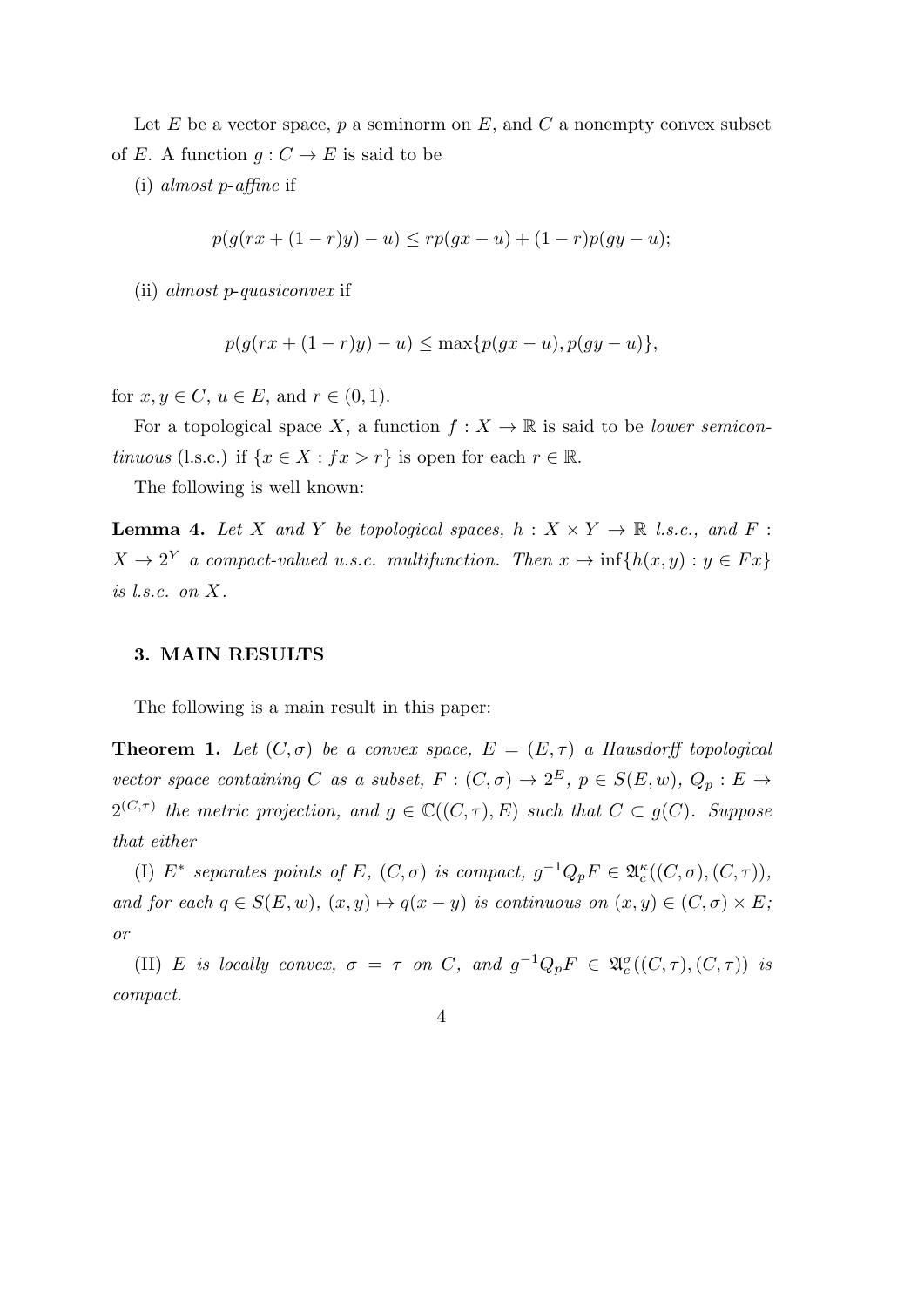Let $E$ be a vector space, $p$ a seminorm on $E$, and $C$ a nonempty convex subset of $E$. A function $g : C \to E$ is said to be

(i) *almost p-affine* if

$$p(g(rx + (1-r)y) - u) \leq rp(gx - u) + (1-r)p(gy - u);$$

(ii) *almost p-quasiconvex* if

$$p(g(rx + (1-r)y) - u) \leq \max\{p(gx - u), p(gy - u)\},$$

for $x, y \in C$, $u \in E$, and $r \in (0, 1)$.

For a topological space $X$, a function $f : X \to \mathbb{R}$ is said to be *lower semicontinuous* (l.s.c.) if $\{x \in X : fx > r\}$ is open for each $r \in \mathbb{R}$.

The following is well known:

**Lemma 4.** *Let $X$ and $Y$ be topological spaces, $h : X \times Y \to \mathbb{R}$ l.s.c., and $F : X \to 2^Y$ a compact-valued u.s.c. multifunction. Then $x \mapsto \inf\{h(x, y) : y \in Fx\}$ is l.s.c. on $X$.*

### 3. MAIN RESULTS

The following is a main result in this paper:

**Theorem 1.** *Let $(C, \sigma)$ be a convex space, $E = (E, \tau)$ a Hausdorff topological vector space containing $C$ as a subset, $F : (C, \sigma) \to 2^E$, $p \in S(E, w)$, $Q_p : E \to 2^{(C,\tau)}$ the metric projection, and $g \in \mathbb{C}((C, \tau), E)$ such that $C \subset g(C)$. Suppose that either*

*(I) $E^*$ separates points of $E$, $(C, \sigma)$ is compact, $g^{-1}Q_pF \in \mathfrak{A}_c^\kappa((C, \sigma), (C, \tau))$, and for each $q \in S(E, w)$, $(x, y) \mapsto q(x - y)$ is continuous on $(x, y) \in (C, \sigma) \times E$; or*

*(II) $E$ is locally convex, $\sigma = \tau$ on $C$, and $g^{-1}Q_pF \in \mathfrak{A}_c^\sigma((C, \tau), (C, \tau))$ is compact.*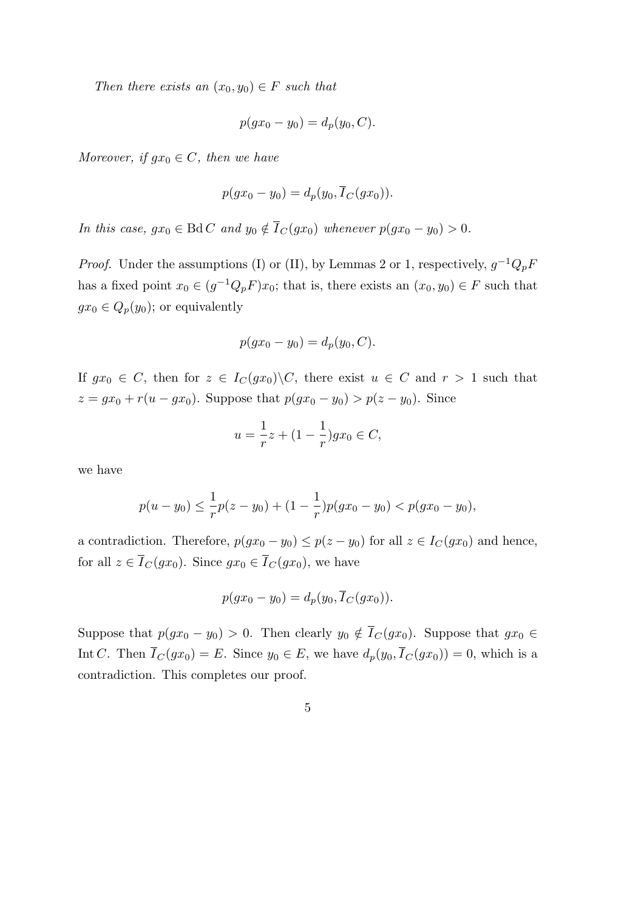*Then there exists an* $(x_0, y_0) \in F$ *such that*

$$p(gx_0 - y_0) = d_p(y_0, C).$$

*Moreover, if* $gx_0 \in C$*, then we have*

$$p(gx_0 - y_0) = d_p(y_0, \overline{I}_C(gx_0)).$$

*In this case,* $gx_0 \in \operatorname{Bd} C$ *and* $y_0 \notin \overline{I}_C(gx_0)$ *whenever* $p(gx_0 - y_0) > 0$.

*Proof.* Under the assumptions (I) or (II), by Lemmas 2 or 1, respectively, $g^{-1}Q_pF$ has a fixed point $x_0 \in (g^{-1}Q_pF)x_0$; that is, there exists an $(x_0, y_0) \in F$ such that $gx_0 \in Q_p(y_0)$; or equivalently

$$p(gx_0 - y_0) = d_p(y_0, C).$$

If $gx_0 \in C$, then for $z \in I_C(gx_0)\backslash C$, there exist $u \in C$ and $r > 1$ such that $z = gx_0 + r(u - gx_0)$. Suppose that $p(gx_0 - y_0) > p(z - y_0)$. Since

$$u = \frac{1}{r}z + (1 - \frac{1}{r})gx_0 \in C,$$

we have

$$p(u - y_0) \leq \frac{1}{r}p(z - y_0) + (1 - \frac{1}{r})p(gx_0 - y_0) < p(gx_0 - y_0),$$

a contradiction. Therefore, $p(gx_0 - y_0) \leq p(z - y_0)$ for all $z \in I_C(gx_0)$ and hence, for all $z \in \overline{I}_C(gx_0)$. Since $gx_0 \in \overline{I}_C(gx_0)$, we have

$$p(gx_0 - y_0) = d_p(y_0, \overline{I}_C(gx_0)).$$

Suppose that $p(gx_0 - y_0) > 0$. Then clearly $y_0 \notin \overline{I}_C(gx_0)$. Suppose that $gx_0 \in \operatorname{Int} C$. Then $\overline{I}_C(gx_0) = E$. Since $y_0 \in E$, we have $d_p(y_0, \overline{I}_C(gx_0)) = 0$, which is a contradiction. This completes our proof.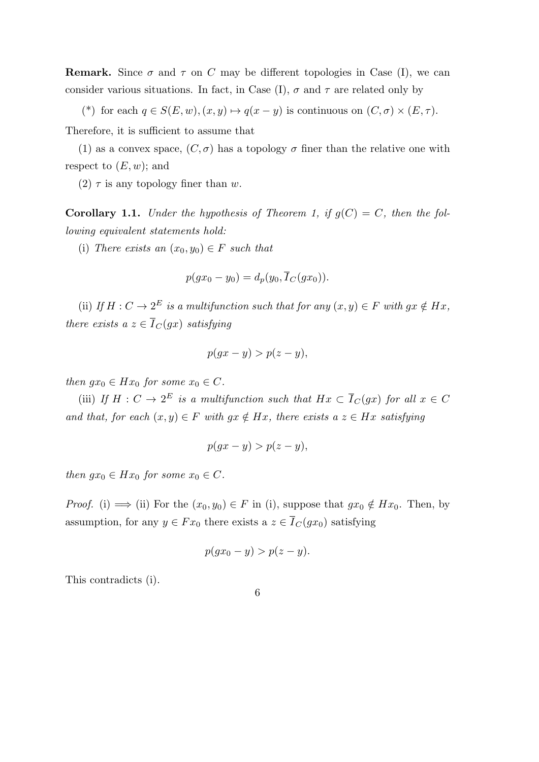**Remark.** Since $\sigma$ and $\tau$ on $C$ may be different topologies in Case (I), we can consider various situations. In fact, in Case (I), $\sigma$ and $\tau$ are related only by

(*) for each $q \in S(E, w), (x, y) \mapsto q(x - y)$ is continuous on $(C, \sigma) \times (E, \tau)$.

Therefore, it is sufficient to assume that

(1) as a convex space, $(C, \sigma)$ has a topology $\sigma$ finer than the relative one with respect to $(E, w)$; and

(2) $\tau$ is any topology finer than $w$.

**Corollary 1.1.** *Under the hypothesis of Theorem 1, if $g(C) = C$, then the following equivalent statements hold:*

(i) *There exists an $(x_0, y_0) \in F$ such that*

$$p(gx_0 - y_0) = d_p(y_0, \overline{I}_C(gx_0)).$$

(ii) *If $H : C \to 2^E$ is a multifunction such that for any $(x, y) \in F$ with $gx \notin Hx$, there exists a $z \in \overline{I}_C(gx)$ satisfying*

$$p(gx - y) > p(z - y),$$

*then $gx_0 \in Hx_0$ for some $x_0 \in C$.*

(iii) *If $H : C \to 2^E$ is a multifunction such that $Hx \subset \overline{I}_C(gx)$ for all $x \in C$ and that, for each $(x, y) \in F$ with $gx \notin Hx$, there exists a $z \in Hx$ satisfying*

$$p(gx - y) > p(z - y),$$

*then $gx_0 \in Hx_0$ for some $x_0 \in C$.*

*Proof.* (i) $\Longrightarrow$ (ii) For the $(x_0, y_0) \in F$ in (i), suppose that $gx_0 \notin Hx_0$. Then, by assumption, for any $y \in Fx_0$ there exists a $z \in \overline{I}_C(gx_0)$ satisfying

$$p(gx_0 - y) > p(z - y).$$

This contradicts (i).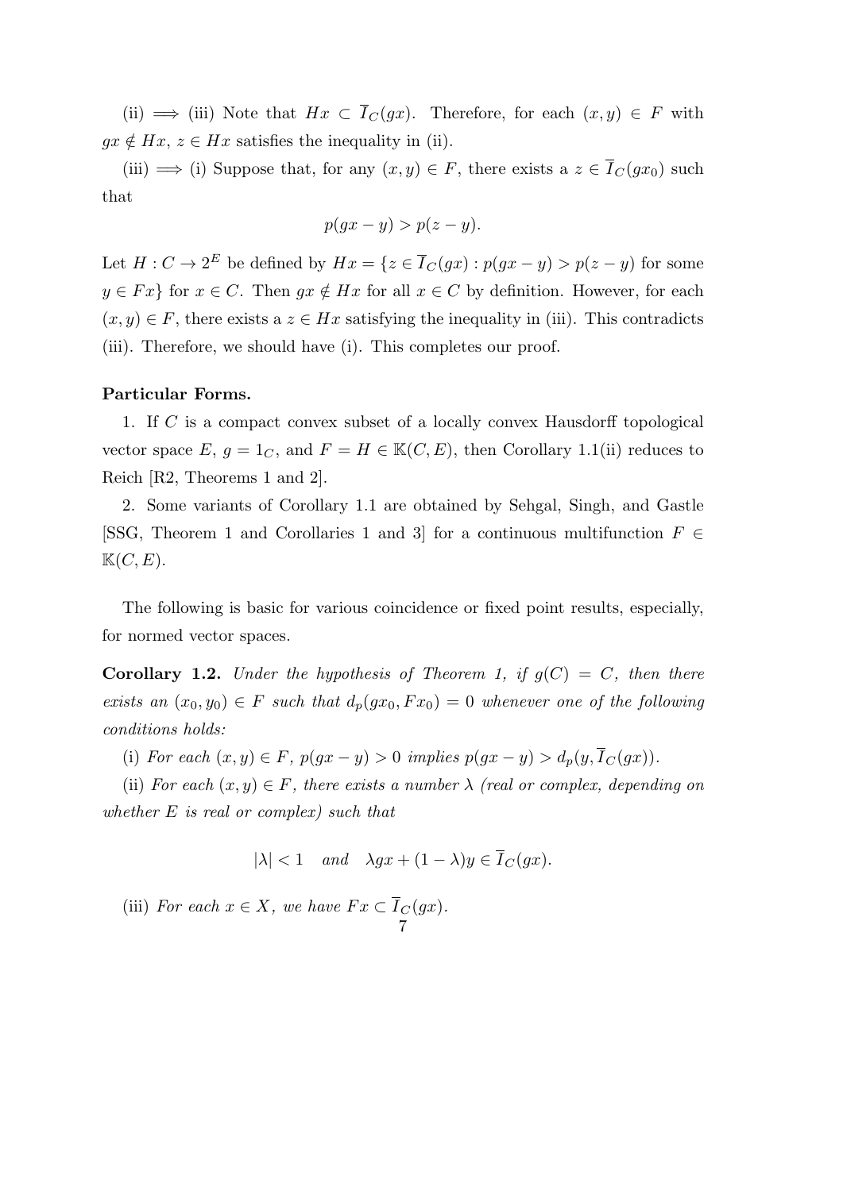(ii) $\Longrightarrow$ (iii) Note that $Hx \subset \overline{I}_C(gx)$. Therefore, for each $(x,y) \in F$ with $gx \notin Hx$, $z \in Hx$ satisfies the inequality in (ii).

(iii) $\Longrightarrow$ (i) Suppose that, for any $(x,y) \in F$, there exists a $z \in \overline{I}_C(gx_0)$ such that

$$p(gx - y) > p(z - y).$$

Let $H : C \to 2^E$ be defined by $Hx = \{z \in \overline{I}_C(gx) : p(gx - y) > p(z - y)$ for some $y \in Fx\}$ for $x \in C$. Then $gx \notin Hx$ for all $x \in C$ by definition. However, for each $(x,y) \in F$, there exists a $z \in Hx$ satisfying the inequality in (iii). This contradicts (iii). Therefore, we should have (i). This completes our proof.

**Particular Forms.**

1. If $C$ is a compact convex subset of a locally convex Hausdorff topological vector space $E$, $g = 1_C$, and $F = H \in \mathbb{K}(C,E)$, then Corollary 1.1(ii) reduces to Reich [R2, Theorems 1 and 2].

2. Some variants of Corollary 1.1 are obtained by Sehgal, Singh, and Gastle [SSG, Theorem 1 and Corollaries 1 and 3] for a continuous multifunction $F \in \mathbb{K}(C,E)$.

The following is basic for various coincidence or fixed point results, especially, for normed vector spaces.

**Corollary 1.2.** *Under the hypothesis of Theorem 1, if $g(C) = C$, then there exists an $(x_0, y_0) \in F$ such that $d_p(gx_0, Fx_0) = 0$ whenever one of the following conditions holds:*

(i) *For each $(x,y) \in F$, $p(gx - y) > 0$ implies $p(gx - y) > d_p(y, \overline{I}_C(gx))$.*

(ii) *For each $(x,y) \in F$, there exists a number $\lambda$ (real or complex, depending on whether $E$ is real or complex) such that*

$$|\lambda| < 1 \quad \textit{and} \quad \lambda gx + (1-\lambda)y \in \overline{I}_C(gx).$$

(iii) *For each $x \in X$, we have $Fx \subset \overline{I}_C(gx)$.*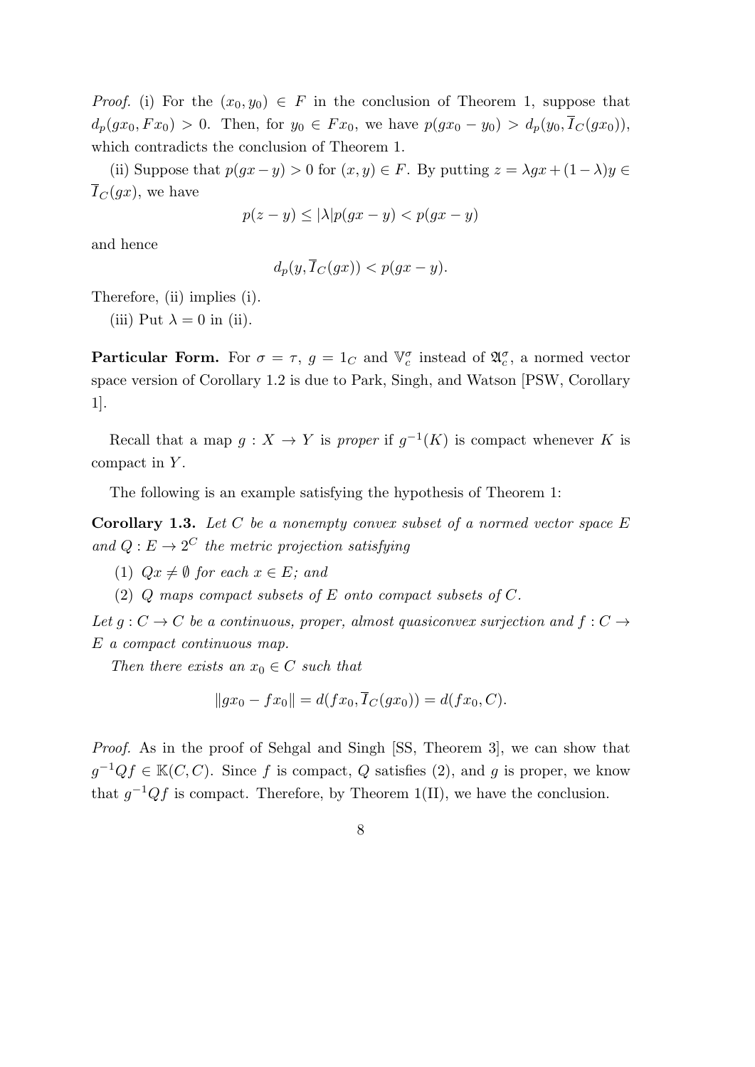*Proof.* (i) For the $(x_0, y_0) \in F$ in the conclusion of Theorem 1, suppose that $d_p(gx_0, Fx_0) > 0$. Then, for $y_0 \in Fx_0$, we have $p(gx_0 - y_0) > d_p(y_0, \overline{I}_C(gx_0))$, which contradicts the conclusion of Theorem 1.

(ii) Suppose that $p(gx - y) > 0$ for $(x, y) \in F$. By putting $z = \lambda gx + (1-\lambda)y \in \overline{I}_C(gx)$, we have

$$p(z - y) \leq |\lambda| p(gx - y) < p(gx - y)$$

and hence

$$d_p(y, \overline{I}_C(gx)) < p(gx - y).$$

Therefore, (ii) implies (i).

(iii) Put $\lambda = 0$ in (ii).

**Particular Form.** For $\sigma = \tau$, $g = 1_C$ and $\mathbb{V}_c^\sigma$ instead of $\mathfrak{A}_c^\sigma$, a normed vector space version of Corollary 1.2 is due to Park, Singh, and Watson [PSW, Corollary 1].

Recall that a map $g : X \to Y$ is *proper* if $g^{-1}(K)$ is compact whenever $K$ is compact in $Y$.

The following is an example satisfying the hypothesis of Theorem 1:

**Corollary 1.3.** *Let $C$ be a nonempty convex subset of a normed vector space $E$ and $Q : E \to 2^C$ the metric projection satisfying*

(1) *$Qx \neq \emptyset$ for each $x \in E$; and*

(2) *$Q$ maps compact subsets of $E$ onto compact subsets of $C$.*

*Let $g : C \to C$ be a continuous, proper, almost quasiconvex surjection and $f : C \to E$ a compact continuous map.*

*Then there exists an $x_0 \in C$ such that*

$$\|gx_0 - fx_0\| = d(fx_0, \overline{I}_C(gx_0)) = d(fx_0, C).$$

*Proof.* As in the proof of Sehgal and Singh [SS, Theorem 3], we can show that $g^{-1}Qf \in \mathbb{K}(C, C)$. Since $f$ is compact, $Q$ satisfies (2), and $g$ is proper, we know that $g^{-1}Qf$ is compact. Therefore, by Theorem 1(II), we have the conclusion.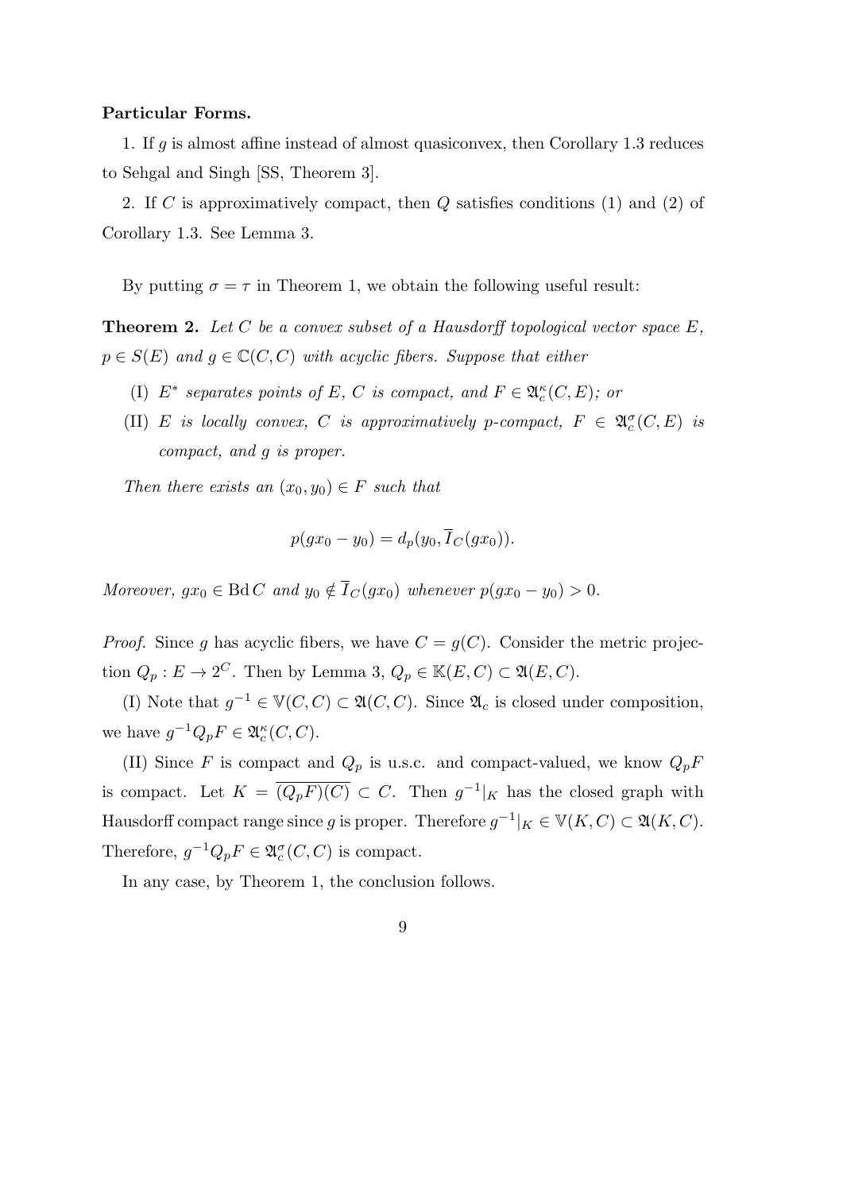**Particular Forms.**

1. If $g$ is almost affine instead of almost quasiconvex, then Corollary 1.3 reduces to Sehgal and Singh [SS, Theorem 3].

2. If $C$ is approximatively compact, then $Q$ satisfies conditions (1) and (2) of Corollary 1.3. See Lemma 3.

By putting $\sigma = \tau$ in Theorem 1, we obtain the following useful result:

**Theorem 2.** *Let $C$ be a convex subset of a Hausdorff topological vector space $E$, $p \in S(E)$ and $g \in \mathbb{C}(C, C)$ with acyclic fibers. Suppose that either*

(I) *$E^*$ separates points of $E$, $C$ is compact, and $F \in \mathfrak{A}_c^\kappa(C, E)$; or*

(II) *$E$ is locally convex, $C$ is approximatively $p$-compact, $F \in \mathfrak{A}_c^\sigma(C, E)$ is compact, and $g$ is proper.*

*Then there exists an $(x_0, y_0) \in F$ such that*

$$p(gx_0 - y_0) = d_p(y_0, \overline{I}_C(gx_0)).$$

*Moreover, $gx_0 \in \operatorname{Bd} C$ and $y_0 \notin \overline{I}_C(gx_0)$ whenever $p(gx_0 - y_0) > 0$.*

*Proof.* Since $g$ has acyclic fibers, we have $C = g(C)$. Consider the metric projection $Q_p : E \to 2^C$. Then by Lemma 3, $Q_p \in \mathbb{K}(E, C) \subset \mathfrak{A}(E, C)$.

(I) Note that $g^{-1} \in \mathbb{V}(C, C) \subset \mathfrak{A}(C, C)$. Since $\mathfrak{A}_c$ is closed under composition, we have $g^{-1}Q_pF \in \mathfrak{A}_c^\kappa(C, C)$.

(II) Since $F$ is compact and $Q_p$ is u.s.c. and compact-valued, we know $Q_pF$ is compact. Let $K = \overline{(Q_pF)(C)} \subset C$. Then $g^{-1}|_K$ has the closed graph with Hausdorff compact range since $g$ is proper. Therefore $g^{-1}|_K \in \mathbb{V}(K, C) \subset \mathfrak{A}(K, C)$. Therefore, $g^{-1}Q_pF \in \mathfrak{A}_c^\sigma(C, C)$ is compact.

In any case, by Theorem 1, the conclusion follows.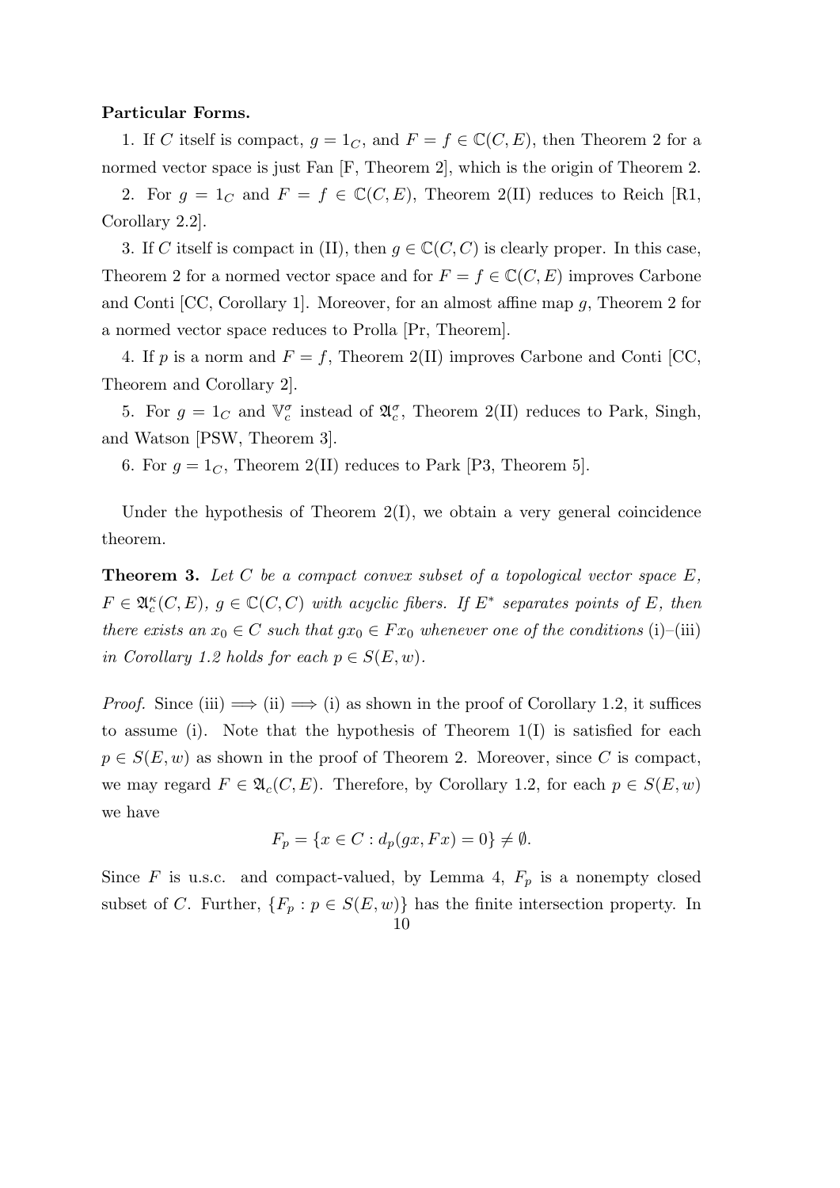**Particular Forms.**

1. If $C$ itself is compact, $g = 1_C$, and $F = f \in \mathbb{C}(C, E)$, then Theorem 2 for a normed vector space is just Fan [F, Theorem 2], which is the origin of Theorem 2.

2. For $g = 1_C$ and $F = f \in \mathbb{C}(C, E)$, Theorem 2(II) reduces to Reich [R1, Corollary 2.2].

3. If $C$ itself is compact in (II), then $g \in \mathbb{C}(C, C)$ is clearly proper. In this case, Theorem 2 for a normed vector space and for $F = f \in \mathbb{C}(C, E)$ improves Carbone and Conti [CC, Corollary 1]. Moreover, for an almost affine map $g$, Theorem 2 for a normed vector space reduces to Prolla [Pr, Theorem].

4. If $p$ is a norm and $F = f$, Theorem 2(II) improves Carbone and Conti [CC, Theorem and Corollary 2].

5. For $g = 1_C$ and $\mathbb{V}_c^\sigma$ instead of $\mathfrak{A}_c^\sigma$, Theorem 2(II) reduces to Park, Singh, and Watson [PSW, Theorem 3].

6. For $g = 1_C$, Theorem 2(II) reduces to Park [P3, Theorem 5].

Under the hypothesis of Theorem 2(I), we obtain a very general coincidence theorem.

**Theorem 3.** *Let $C$ be a compact convex subset of a topological vector space $E$, $F \in \mathfrak{A}_c^\kappa(C, E)$, $g \in \mathbb{C}(C, C)$ with acyclic fibers. If $E^*$ separates points of $E$, then there exists an $x_0 \in C$ such that $gx_0 \in Fx_0$ whenever one of the conditions* (i)–(iii) *in Corollary 1.2 holds for each $p \in S(E, w)$.*

*Proof.* Since (iii) $\Longrightarrow$ (ii) $\Longrightarrow$ (i) as shown in the proof of Corollary 1.2, it suffices to assume (i). Note that the hypothesis of Theorem 1(I) is satisfied for each $p \in S(E, w)$ as shown in the proof of Theorem 2. Moreover, since $C$ is compact, we may regard $F \in \mathfrak{A}_c(C, E)$. Therefore, by Corollary 1.2, for each $p \in S(E, w)$ we have

$$F_p = \{x \in C : d_p(gx, Fx) = 0\} \neq \emptyset.$$

Since $F$ is u.s.c. and compact-valued, by Lemma 4, $F_p$ is a nonempty closed subset of $C$. Further, $\{F_p : p \in S(E, w)\}$ has the finite intersection property. In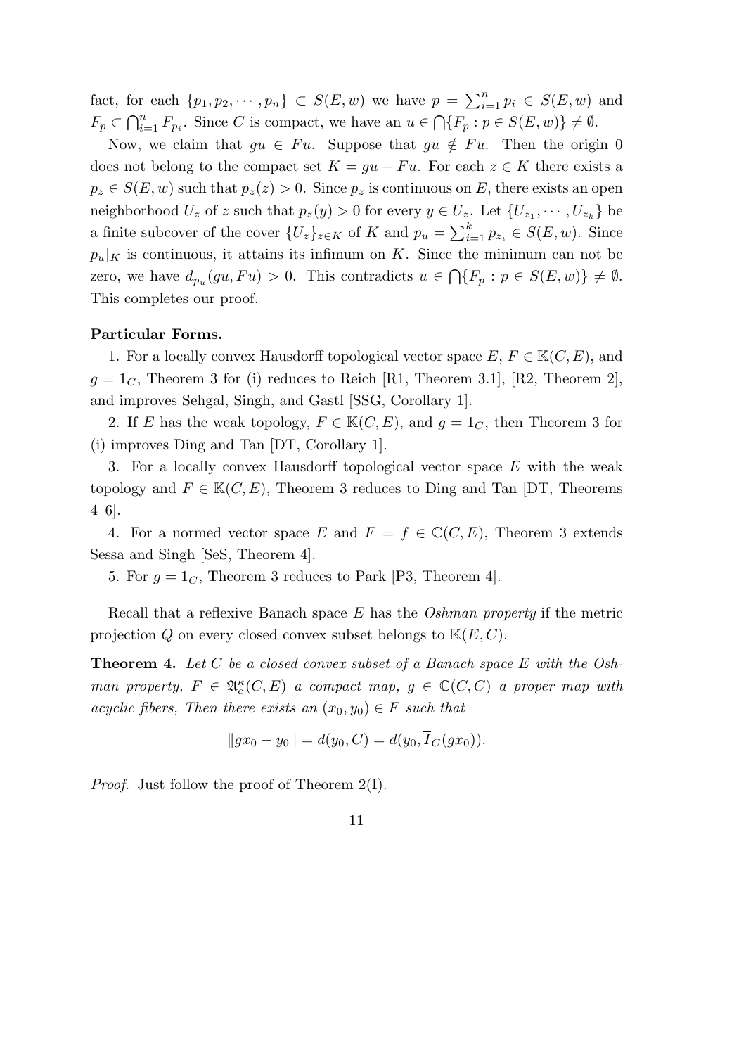fact, for each $\{p_1, p_2, \cdots, p_n\} \subset S(E, w)$ we have $p = \sum_{i=1}^{n} p_i \in S(E, w)$ and $F_p \subset \bigcap_{i=1}^{n} F_{p_i}$. Since $C$ is compact, we have an $u \in \bigcap\{F_p : p \in S(E, w)\} \neq \emptyset$.

Now, we claim that $gu \in Fu$. Suppose that $gu \notin Fu$. Then the origin 0 does not belong to the compact set $K = gu - Fu$. For each $z \in K$ there exists a $p_z \in S(E, w)$ such that $p_z(z) > 0$. Since $p_z$ is continuous on $E$, there exists an open neighborhood $U_z$ of $z$ such that $p_z(y) > 0$ for every $y \in U_z$. Let $\{U_{z_1}, \cdots, U_{z_k}\}$ be a finite subcover of the cover $\{U_z\}_{z \in K}$ of $K$ and $p_u = \sum_{i=1}^{k} p_{z_i} \in S(E, w)$. Since $p_u|_K$ is continuous, it attains its infimum on $K$. Since the minimum can not be zero, we have $d_{p_u}(gu, Fu) > 0$. This contradicts $u \in \bigcap\{F_p : p \in S(E, w)\} \neq \emptyset$. This completes our proof.

**Particular Forms.**

1. For a locally convex Hausdorff topological vector space $E$, $F \in \mathbb{K}(C, E)$, and $g = 1_C$, Theorem 3 for (i) reduces to Reich [R1, Theorem 3.1], [R2, Theorem 2], and improves Sehgal, Singh, and Gastl [SSG, Corollary 1].

2. If $E$ has the weak topology, $F \in \mathbb{K}(C, E)$, and $g = 1_C$, then Theorem 3 for (i) improves Ding and Tan [DT, Corollary 1].

3. For a locally convex Hausdorff topological vector space $E$ with the weak topology and $F \in \mathbb{K}(C, E)$, Theorem 3 reduces to Ding and Tan [DT, Theorems 4–6].

4. For a normed vector space $E$ and $F = f \in \mathbb{C}(C, E)$, Theorem 3 extends Sessa and Singh [SeS, Theorem 4].

5. For $g = 1_C$, Theorem 3 reduces to Park [P3, Theorem 4].

Recall that a reflexive Banach space $E$ has the *Oshman property* if the metric projection $Q$ on every closed convex subset belongs to $\mathbb{K}(E, C)$.

**Theorem 4.** *Let $C$ be a closed convex subset of a Banach space $E$ with the Oshman property, $F \in \mathfrak{A}_c^{\kappa}(C, E)$ a compact map, $g \in \mathbb{C}(C, C)$ a proper map with acyclic fibers, Then there exists an $(x_0, y_0) \in F$ such that*

$$\|gx_0 - y_0\| = d(y_0, C) = d(y_0, \overline{I}_C(gx_0)).$$

*Proof.* Just follow the proof of Theorem 2(I).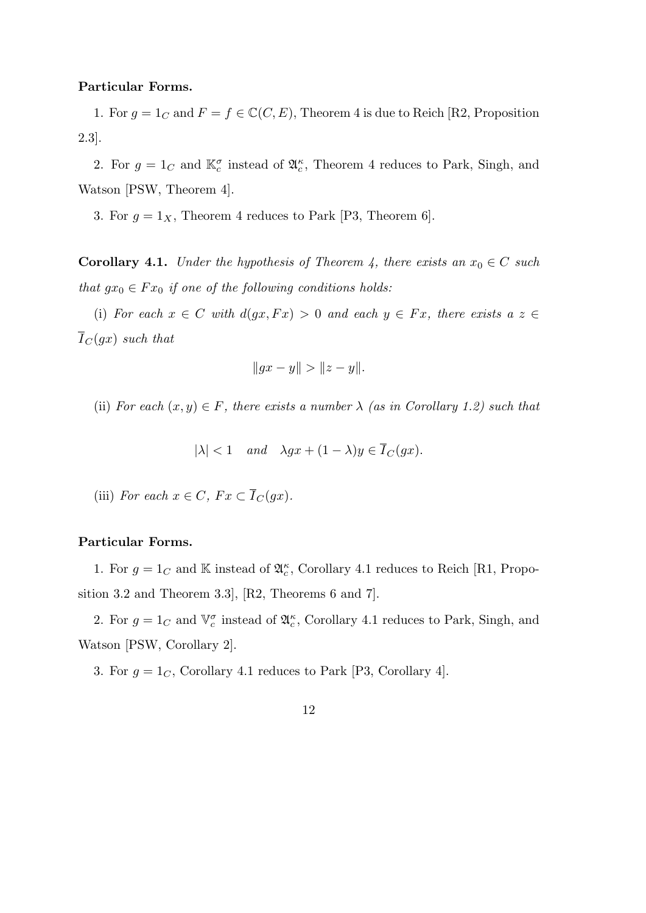**Particular Forms.**

1. For $g = 1_C$ and $F = f \in \mathbb{C}(C, E)$, Theorem 4 is due to Reich [R2, Proposition 2.3].

2. For $g = 1_C$ and $\mathbb{K}_c^\sigma$ instead of $\mathfrak{A}_c^\kappa$, Theorem 4 reduces to Park, Singh, and Watson [PSW, Theorem 4].

3. For $g = 1_X$, Theorem 4 reduces to Park [P3, Theorem 6].

**Corollary 4.1.** *Under the hypothesis of Theorem 4, there exists an $x_0 \in C$ such that $gx_0 \in Fx_0$ if one of the following conditions holds:*

(i) *For each $x \in C$ with $d(gx, Fx) > 0$ and each $y \in Fx$, there exists a $z \in \overline{I}_C(gx)$ such that*

$$\|gx - y\| > \|z - y\|.$$

(ii) *For each $(x, y) \in F$, there exists a number $\lambda$ (as in Corollary 1.2) such that*

$$|\lambda| < 1 \quad \textit{and} \quad \lambda gx + (1 - \lambda)y \in \overline{I}_C(gx).$$

(iii) *For each $x \in C$, $Fx \subset \overline{I}_C(gx)$.*

**Particular Forms.**

1. For $g = 1_C$ and $\mathbb{K}$ instead of $\mathfrak{A}_c^\kappa$, Corollary 4.1 reduces to Reich [R1, Proposition 3.2 and Theorem 3.3], [R2, Theorems 6 and 7].

2. For $g = 1_C$ and $\mathbb{V}_c^\sigma$ instead of $\mathfrak{A}_c^\kappa$, Corollary 4.1 reduces to Park, Singh, and Watson [PSW, Corollary 2].

3. For $g = 1_C$, Corollary 4.1 reduces to Park [P3, Corollary 4].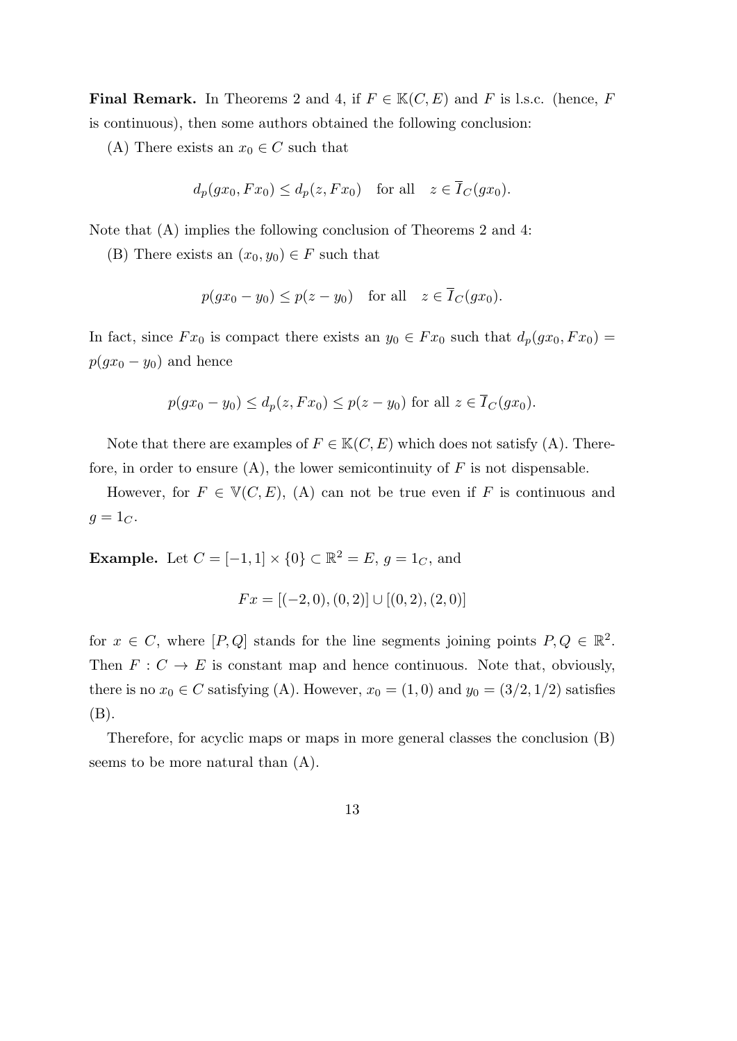**Final Remark.** In Theorems 2 and 4, if $F \in \mathbb{K}(C, E)$ and $F$ is l.s.c. (hence, $F$ is continuous), then some authors obtained the following conclusion:

(A) There exists an $x_0 \in C$ such that

$$d_p(gx_0, Fx_0) \leq d_p(z, Fx_0) \quad \text{for all} \quad z \in \overline{I}_C(gx_0).$$

Note that (A) implies the following conclusion of Theorems 2 and 4:

(B) There exists an $(x_0, y_0) \in F$ such that

$$p(gx_0 - y_0) \leq p(z - y_0) \quad \text{for all} \quad z \in \overline{I}_C(gx_0).$$

In fact, since $Fx_0$ is compact there exists an $y_0 \in Fx_0$ such that $d_p(gx_0, Fx_0) = p(gx_0 - y_0)$ and hence

$$p(gx_0 - y_0) \leq d_p(z, Fx_0) \leq p(z - y_0) \text{ for all } z \in \overline{I}_C(gx_0).$$

Note that there are examples of $F \in \mathbb{K}(C, E)$ which does not satisfy (A). Therefore, in order to ensure (A), the lower semicontinuity of $F$ is not dispensable.

However, for $F \in \mathbb{V}(C, E)$, (A) can not be true even if $F$ is continuous and $g = 1_C$.

**Example.** Let $C = [-1, 1] \times \{0\} \subset \mathbb{R}^2 = E$, $g = 1_C$, and

$$Fx = [(-2, 0), (0, 2)] \cup [(0, 2), (2, 0)]$$

for $x \in C$, where $[P, Q]$ stands for the line segments joining points $P, Q \in \mathbb{R}^2$. Then $F : C \to E$ is constant map and hence continuous. Note that, obviously, there is no $x_0 \in C$ satisfying (A). However, $x_0 = (1, 0)$ and $y_0 = (3/2, 1/2)$ satisfies (B).

Therefore, for acyclic maps or maps in more general classes the conclusion (B) seems to be more natural than (A).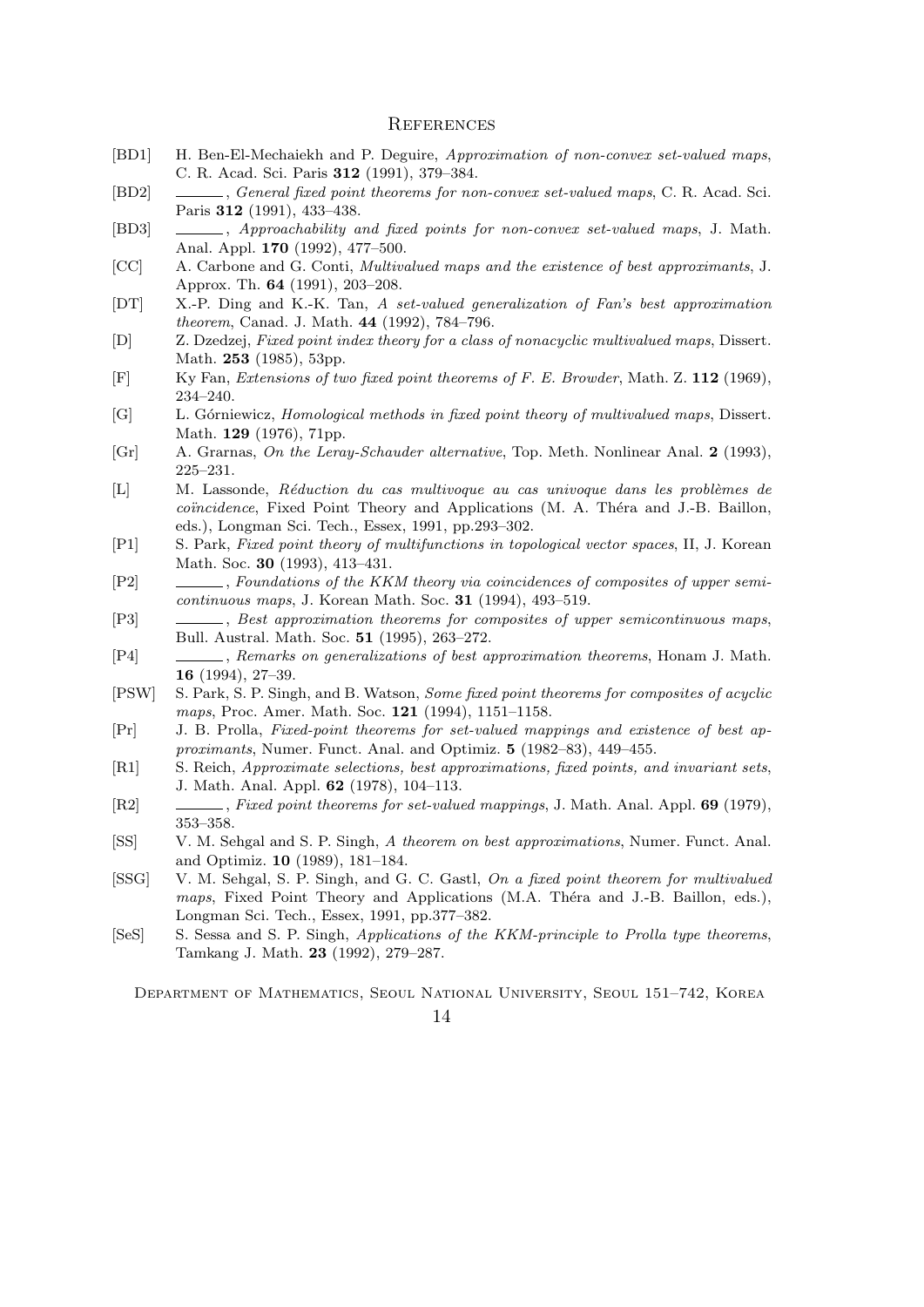## References

[BD1] H. Ben-El-Mechaiekh and P. Deguire, *Approximation of non-convex set-valued maps*, C. R. Acad. Sci. Paris **312** (1991), 379–384.

[BD2] ______, *General fixed point theorems for non-convex set-valued maps*, C. R. Acad. Sci. Paris **312** (1991), 433–438.

[BD3] ______, *Approachability and fixed points for non-convex set-valued maps*, J. Math. Anal. Appl. **170** (1992), 477–500.

[CC] A. Carbone and G. Conti, *Multivalued maps and the existence of best approximants*, J. Approx. Th. **64** (1991), 203–208.

[DT] X.-P. Ding and K.-K. Tan, *A set-valued generalization of Fan's best approximation theorem*, Canad. J. Math. **44** (1992), 784–796.

[D] Z. Dzedzej, *Fixed point index theory for a class of nonacyclic multivalued maps*, Dissert. Math. **253** (1985), 53pp.

[F] Ky Fan, *Extensions of two fixed point theorems of F. E. Browder*, Math. Z. **112** (1969), 234–240.

[G] L. Górniewicz, *Homological methods in fixed point theory of multivalued maps*, Dissert. Math. **129** (1976), 71pp.

[Gr] A. Grarnas, *On the Leray-Schauder alternative*, Top. Meth. Nonlinear Anal. **2** (1993), 225–231.

[L] M. Lassonde, *Réduction du cas multivoque au cas univoque dans les problèmes de coïncidence*, Fixed Point Theory and Applications (M. A. Théra and J.-B. Baillon, eds.), Longman Sci. Tech., Essex, 1991, pp.293–302.

[P1] S. Park, *Fixed point theory of multifunctions in topological vector spaces*, II, J. Korean Math. Soc. **30** (1993), 413–431.

[P2] ______, *Foundations of the KKM theory via coincidences of composites of upper semicontinuous maps*, J. Korean Math. Soc. **31** (1994), 493–519.

[P3] ______, *Best approximation theorems for composites of upper semicontinuous maps*, Bull. Austral. Math. Soc. **51** (1995), 263–272.

[P4] ______, *Remarks on generalizations of best approximation theorems*, Honam J. Math. **16** (1994), 27–39.

[PSW] S. Park, S. P. Singh, and B. Watson, *Some fixed point theorems for composites of acyclic maps*, Proc. Amer. Math. Soc. **121** (1994), 1151–1158.

[Pr] J. B. Prolla, *Fixed-point theorems for set-valued mappings and existence of best approximants*, Numer. Funct. Anal. and Optimiz. **5** (1982–83), 449–455.

[R1] S. Reich, *Approximate selections, best approximations, fixed points, and invariant sets*, J. Math. Anal. Appl. **62** (1978), 104–113.

[R2] ______, *Fixed point theorems for set-valued mappings*, J. Math. Anal. Appl. **69** (1979), 353–358.

[SS] V. M. Sehgal and S. P. Singh, *A theorem on best approximations*, Numer. Funct. Anal. and Optimiz. **10** (1989), 181–184.

[SSG] V. M. Sehgal, S. P. Singh, and G. C. Gastl, *On a fixed point theorem for multivalued maps*, Fixed Point Theory and Applications (M.A. Théra and J.-B. Baillon, eds.), Longman Sci. Tech., Essex, 1991, pp.377–382.

[SeS] S. Sessa and S. P. Singh, *Applications of the KKM-principle to Prolla type theorems*, Tamkang J. Math. **23** (1992), 279–287.

Department of Mathematics, Seoul National University, Seoul 151–742, Korea